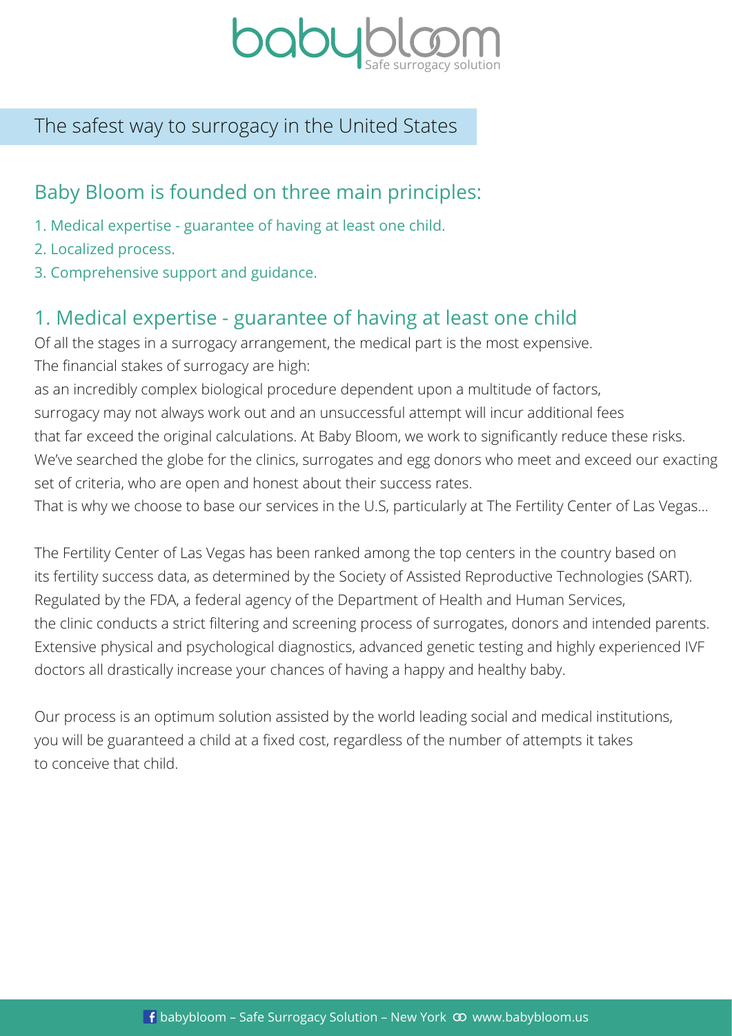# babybloom

Safe surrogacy solution

## The safest way to surrogacy in the United States

## Baby Bloom is founded on three main principles:

1. Medical expertise - guarantee of having at least one child.
2. Localized process.
3. Comprehensive support and guidance.

## 1. Medical expertise - guarantee of having at least one child

Of all the stages in a surrogacy arrangement, the medical part is the most expensive.
The financial stakes of surrogacy are high:
as an incredibly complex biological procedure dependent upon a multitude of factors, surrogacy may not always work out and an unsuccessful attempt will incur additional fees that far exceed the original calculations. At Baby Bloom, we work to significantly reduce these risks. We've searched the globe for the clinics, surrogates and egg donors who meet and exceed our exacting set of criteria, who are open and honest about their success rates.
That is why we choose to base our services in the U.S, particularly at The Fertility Center of Las Vegas...

The Fertility Center of Las Vegas has been ranked among the top centers in the country based on its fertility success data, as determined by the Society of Assisted Reproductive Technologies (SART). Regulated by the FDA, a federal agency of the Department of Health and Human Services, the clinic conducts a strict filtering and screening process of surrogates, donors and intended parents. Extensive physical and psychological diagnostics, advanced genetic testing and highly experienced IVF doctors all drastically increase your chances of having a happy and healthy baby.

Our process is an optimum solution assisted by the world leading social and medical institutions, you will be guaranteed a child at a fixed cost, regardless of the number of attempts it takes to conceive that child.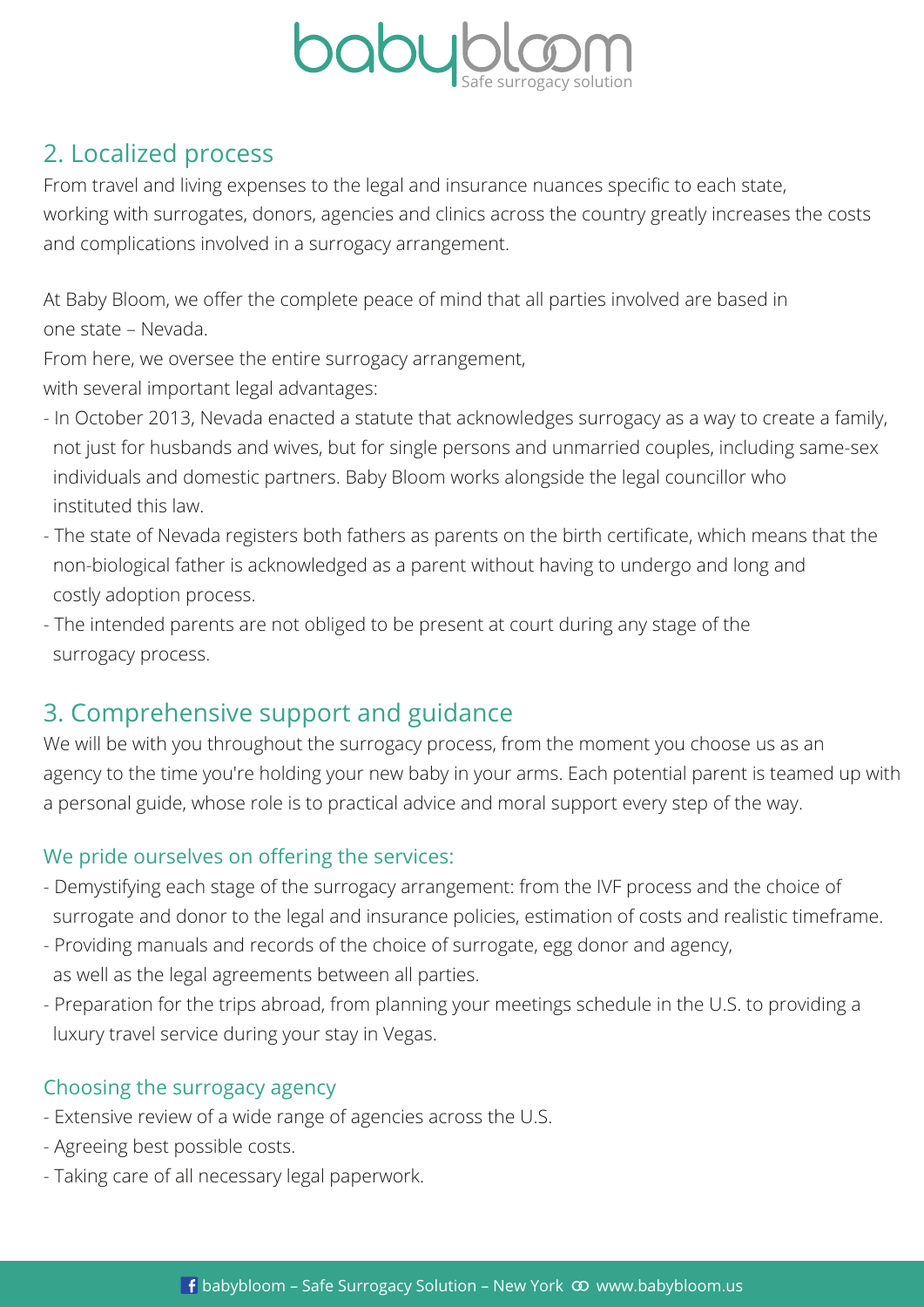## 2. Localized process

From travel and living expenses to the legal and insurance nuances specific to each state, working with surrogates, donors, agencies and clinics across the country greatly increases the costs and complications involved in a surrogacy arrangement.

At Baby Bloom, we offer the complete peace of mind that all parties involved are based in one state – Nevada.

From here, we oversee the entire surrogacy arrangement, with several important legal advantages:

- In October 2013, Nevada enacted a statute that acknowledges surrogacy as a way to create a family, not just for husbands and wives, but for single persons and unmarried couples, including same-sex individuals and domestic partners. Baby Bloom works alongside the legal councillor who instituted this law.
- The state of Nevada registers both fathers as parents on the birth certificate, which means that the non-biological father is acknowledged as a parent without having to undergo and long and costly adoption process.
- The intended parents are not obliged to be present at court during any stage of the surrogacy process.

## 3. Comprehensive support and guidance

We will be with you throughout the surrogacy process, from the moment you choose us as an agency to the time you're holding your new baby in your arms. Each potential parent is teamed up with a personal guide, whose role is to practical advice and moral support every step of the way.

### We pride ourselves on offering the services:

- Demystifying each stage of the surrogacy arrangement: from the IVF process and the choice of surrogate and donor to the legal and insurance policies, estimation of costs and realistic timeframe.
- Providing manuals and records of the choice of surrogate, egg donor and agency, as well as the legal agreements between all parties.
- Preparation for the trips abroad, from planning your meetings schedule in the U.S. to providing a luxury travel service during your stay in Vegas.

### Choosing the surrogacy agency

- Extensive review of a wide range of agencies across the U.S.
- Agreeing best possible costs.
- Taking care of all necessary legal paperwork.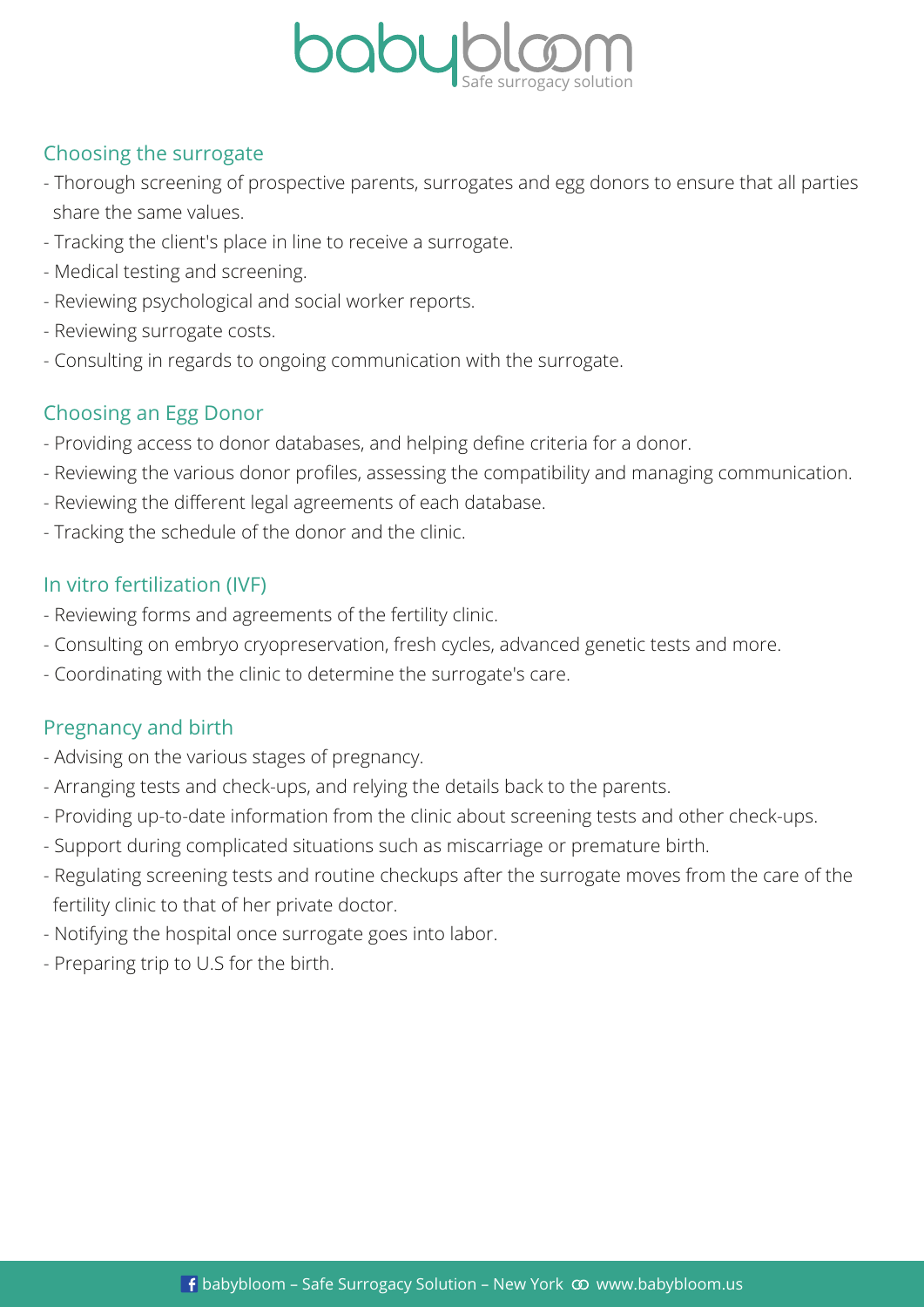## Choosing the surrogate

- Thorough screening of prospective parents, surrogates and egg donors to ensure that all parties share the same values.
- Tracking the client's place in line to receive a surrogate.
- Medical testing and screening.
- Reviewing psychological and social worker reports.
- Reviewing surrogate costs.
- Consulting in regards to ongoing communication with the surrogate.

## Choosing an Egg Donor

- Providing access to donor databases, and helping define criteria for a donor.
- Reviewing the various donor profiles, assessing the compatibility and managing communication.
- Reviewing the different legal agreements of each database.
- Tracking the schedule of the donor and the clinic.

## In vitro fertilization (IVF)

- Reviewing forms and agreements of the fertility clinic.
- Consulting on embryo cryopreservation, fresh cycles, advanced genetic tests and more.
- Coordinating with the clinic to determine the surrogate's care.

## Pregnancy and birth

- Advising on the various stages of pregnancy.
- Arranging tests and check-ups, and relying the details back to the parents.
- Providing up-to-date information from the clinic about screening tests and other check-ups.
- Support during complicated situations such as miscarriage or premature birth.
- Regulating screening tests and routine checkups after the surrogate moves from the care of the fertility clinic to that of her private doctor.
- Notifying the hospital once surrogate goes into labor.
- Preparing trip to U.S for the birth.